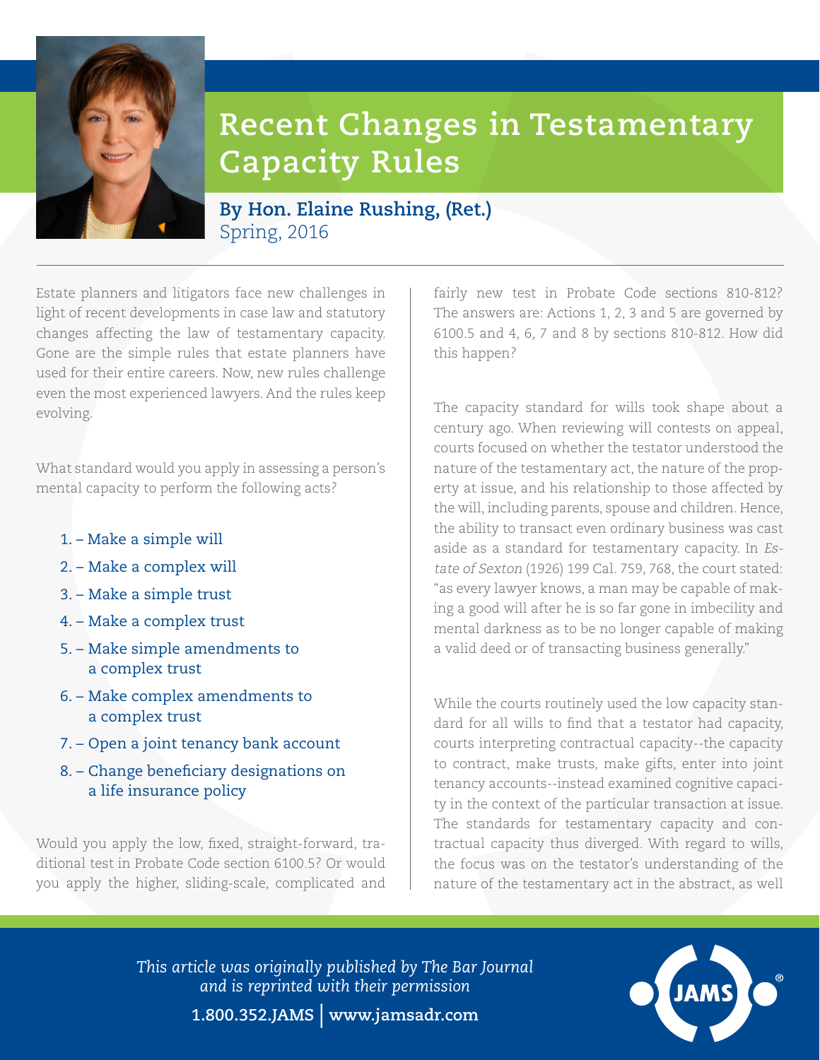# Recent Changes in Testamentary Capacity Rules

**By Hon. Elaine Rushing, (Ret.)**
Spring, 2016

Estate planners and litigators face new challenges in light of recent developments in case law and statutory changes affecting the law of testamentary capacity. Gone are the simple rules that estate planners have used for their entire careers. Now, new rules challenge even the most experienced lawyers. And the rules keep evolving.

What standard would you apply in assessing a person's mental capacity to perform the following acts?

1. – Make a simple will
2. – Make a complex will
3. – Make a simple trust
4. – Make a complex trust
5. – Make simple amendments to a complex trust
6. – Make complex amendments to a complex trust
7. – Open a joint tenancy bank account
8. – Change beneficiary designations on a life insurance policy

Would you apply the low, fixed, straight-forward, traditional test in Probate Code section 6100.5? Or would you apply the higher, sliding-scale, complicated and fairly new test in Probate Code sections 810-812? The answers are: Actions 1, 2, 3 and 5 are governed by 6100.5 and 4, 6, 7 and 8 by sections 810-812. How did this happen?

The capacity standard for wills took shape about a century ago. When reviewing will contests on appeal, courts focused on whether the testator understood the nature of the testamentary act, the nature of the property at issue, and his relationship to those affected by the will, including parents, spouse and children. Hence, the ability to transact even ordinary business was cast aside as a standard for testamentary capacity. In *Estate of Sexton* (1926) 199 Cal. 759, 768, the court stated: "as every lawyer knows, a man may be capable of making a good will after he is so far gone in imbecility and mental darkness as to be no longer capable of making a valid deed or of transacting business generally."

While the courts routinely used the low capacity standard for all wills to find that a testator had capacity, courts interpreting contractual capacity--the capacity to contract, make trusts, make gifts, enter into joint tenancy accounts--instead examined cognitive capacity in the context of the particular transaction at issue. The standards for testamentary capacity and contractual capacity thus diverged. With regard to wills, the focus was on the testator's understanding of the nature of the testamentary act in the abstract, as well

*This article was originally published by The Bar Journal and is reprinted with their permission*

**1.800.352.JAMS | www.jamsadr.com**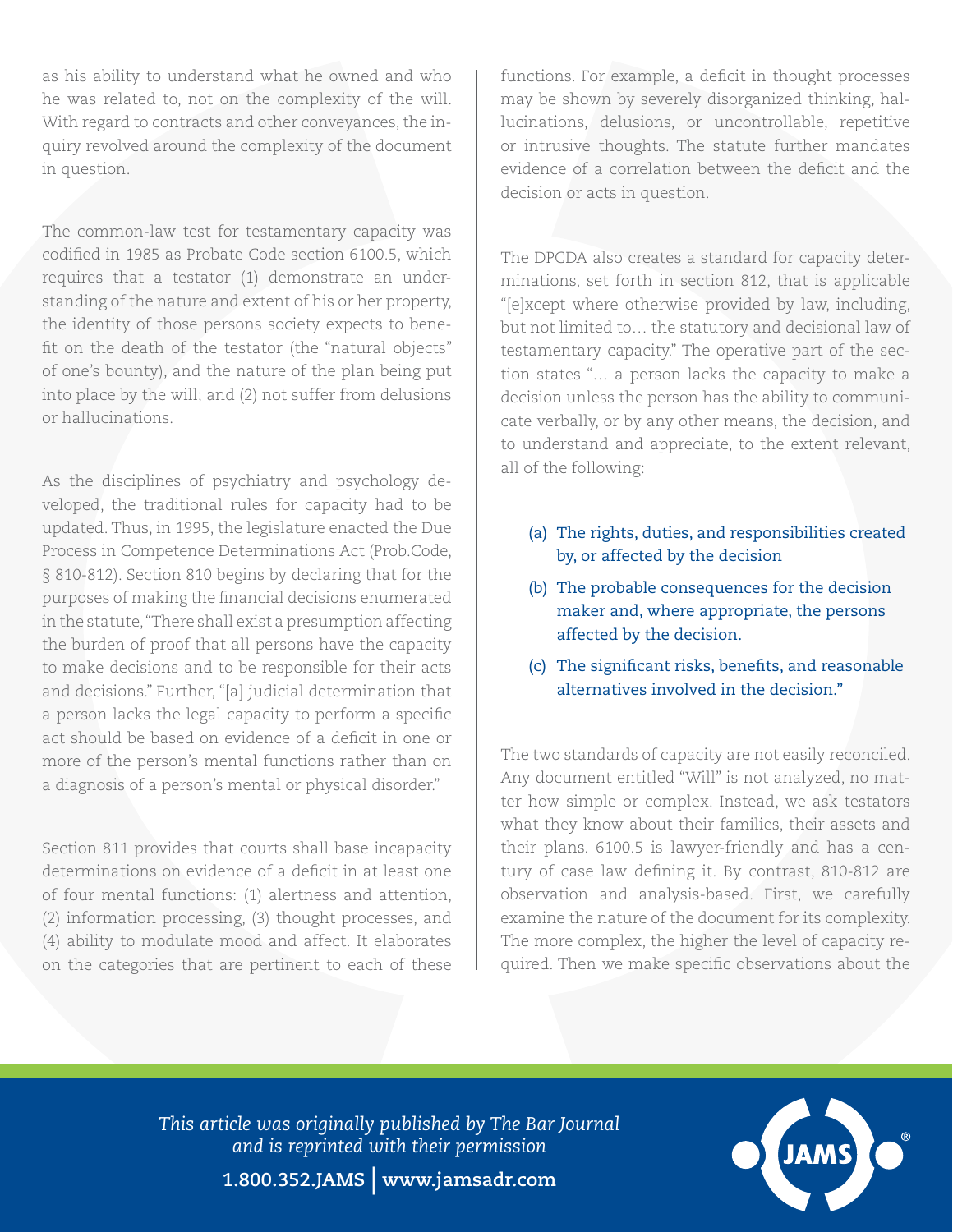as his ability to understand what he owned and who he was related to, not on the complexity of the will. With regard to contracts and other conveyances, the inquiry revolved around the complexity of the document in question.

The common-law test for testamentary capacity was codified in 1985 as Probate Code section 6100.5, which requires that a testator (1) demonstrate an understanding of the nature and extent of his or her property, the identity of those persons society expects to benefit on the death of the testator (the "natural objects" of one's bounty), and the nature of the plan being put into place by the will; and (2) not suffer from delusions or hallucinations.

As the disciplines of psychiatry and psychology developed, the traditional rules for capacity had to be updated. Thus, in 1995, the legislature enacted the Due Process in Competence Determinations Act (Prob.Code, § 810-812). Section 810 begins by declaring that for the purposes of making the financial decisions enumerated in the statute, "There shall exist a presumption affecting the burden of proof that all persons have the capacity to make decisions and to be responsible for their acts and decisions." Further, "[a] judicial determination that a person lacks the legal capacity to perform a specific act should be based on evidence of a deficit in one or more of the person's mental functions rather than on a diagnosis of a person's mental or physical disorder."

Section 811 provides that courts shall base incapacity determinations on evidence of a deficit in at least one of four mental functions: (1) alertness and attention, (2) information processing, (3) thought processes, and (4) ability to modulate mood and affect. It elaborates on the categories that are pertinent to each of these functions. For example, a deficit in thought processes may be shown by severely disorganized thinking, hallucinations, delusions, or uncontrollable, repetitive or intrusive thoughts. The statute further mandates evidence of a correlation between the deficit and the decision or acts in question.

The DPCDA also creates a standard for capacity determinations, set forth in section 812, that is applicable "[e]xcept where otherwise provided by law, including, but not limited to… the statutory and decisional law of testamentary capacity." The operative part of the section states "… a person lacks the capacity to make a decision unless the person has the ability to communicate verbally, or by any other means, the decision, and to understand and appreciate, to the extent relevant, all of the following:

(a) The rights, duties, and responsibilities created by, or affected by the decision

(b) The probable consequences for the decision maker and, where appropriate, the persons affected by the decision.

(c) The significant risks, benefits, and reasonable alternatives involved in the decision."

The two standards of capacity are not easily reconciled. Any document entitled "Will" is not analyzed, no matter how simple or complex. Instead, we ask testators what they know about their families, their assets and their plans. 6100.5 is lawyer-friendly and has a century of case law defining it. By contrast, 810-812 are observation and analysis-based. First, we carefully examine the nature of the document for its complexity. The more complex, the higher the level of capacity required. Then we make specific observations about the

*This article was originally published by The Bar Journal and is reprinted with their permission*

**1.800.352.JAMS | www.jamsadr.com**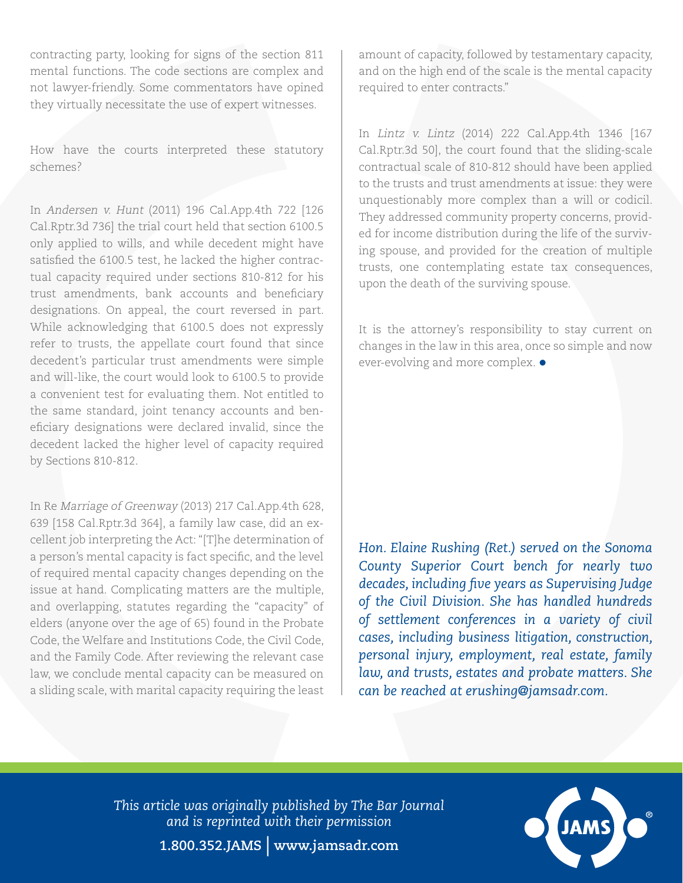contracting party, looking for signs of the section 811 mental functions. The code sections are complex and not lawyer-friendly. Some commentators have opined they virtually necessitate the use of expert witnesses.

How have the courts interpreted these statutory schemes?

In *Andersen v. Hunt* (2011) 196 Cal.App.4th 722 [126 Cal.Rptr.3d 736] the trial court held that section 6100.5 only applied to wills, and while decedent might have satisfied the 6100.5 test, he lacked the higher contractual capacity required under sections 810-812 for his trust amendments, bank accounts and beneficiary designations. On appeal, the court reversed in part. While acknowledging that 6100.5 does not expressly refer to trusts, the appellate court found that since decedent's particular trust amendments were simple and will-like, the court would look to 6100.5 to provide a convenient test for evaluating them. Not entitled to the same standard, joint tenancy accounts and beneficiary designations were declared invalid, since the decedent lacked the higher level of capacity required by Sections 810-812.

In Re *Marriage of Greenway* (2013) 217 Cal.App.4th 628, 639 [158 Cal.Rptr.3d 364], a family law case, did an excellent job interpreting the Act: "[T]he determination of a person's mental capacity is fact specific, and the level of required mental capacity changes depending on the issue at hand. Complicating matters are the multiple, and overlapping, statutes regarding the "capacity" of elders (anyone over the age of 65) found in the Probate Code, the Welfare and Institutions Code, the Civil Code, and the Family Code. After reviewing the relevant case law, we conclude mental capacity can be measured on a sliding scale, with marital capacity requiring the least amount of capacity, followed by testamentary capacity, and on the high end of the scale is the mental capacity required to enter contracts."

In *Lintz v. Lintz* (2014) 222 Cal.App.4th 1346 [167 Cal.Rptr.3d 50], the court found that the sliding-scale contractual scale of 810-812 should have been applied to the trusts and trust amendments at issue: they were unquestionably more complex than a will or codicil. They addressed community property concerns, provided for income distribution during the life of the surviving spouse, and provided for the creation of multiple trusts, one contemplating estate tax consequences, upon the death of the surviving spouse.

It is the attorney's responsibility to stay current on changes in the law in this area, once so simple and now ever-evolving and more complex. ●

*Hon. Elaine Rushing (Ret.) served on the Sonoma County Superior Court bench for nearly two decades, including five years as Supervising Judge of the Civil Division. She has handled hundreds of settlement conferences in a variety of civil cases, including business litigation, construction, personal injury, employment, real estate, family law, and trusts, estates and probate matters. She can be reached at erushing@jamsadr.com.*

*This article was originally published by The Bar Journal and is reprinted with their permission*

**1.800.352.JAMS | www.jamsadr.com**